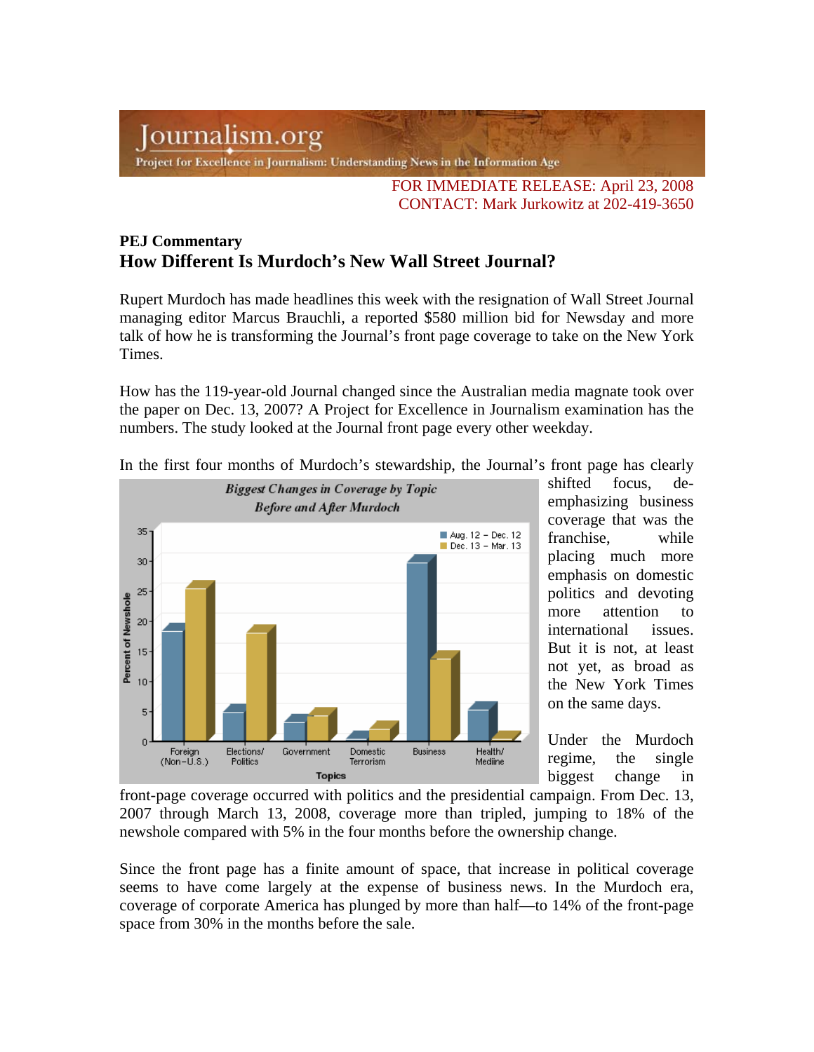Journalism.org

Project for Excellence in Journalism: Understanding News in the Information Age

FOR IMMEDIATE RELEASE: April 23, 2008
CONTACT: Mark Jurkowitz at 202-419-3650

**PEJ Commentary**

## How Different Is Murdoch's New Wall Street Journal?

Rupert Murdoch has made headlines this week with the resignation of Wall Street Journal managing editor Marcus Brauchli, a reported $580 million bid for Newsday and more talk of how he is transforming the Journal's front page coverage to take on the New York Times.

How has the 119-year-old Journal changed since the Australian media magnate took over the paper on Dec. 13, 2007? A Project for Excellence in Journalism examination has the numbers. The study looked at the Journal front page every other weekday.

In the first four months of Murdoch's stewardship, the Journal's front page has clearly shifted focus, de-emphasizing business coverage that was the franchise, while placing much more emphasis on domestic politics and devoting more attention to international issues. But it is not, at least not yet, as broad as the New York Times on the same days.

*Biggest Changes in Coverage by Topic Before and After Murdoch*

Under the Murdoch regime, the single biggest change in front-page coverage occurred with politics and the presidential campaign. From Dec. 13, 2007 through March 13, 2008, coverage more than tripled, jumping to 18% of the newshole compared with 5% in the four months before the ownership change.

Since the front page has a finite amount of space, that increase in political coverage seems to have come largely at the expense of business news. In the Murdoch era, coverage of corporate America has plunged by more than half—to 14% of the front-page space from 30% in the months before the sale.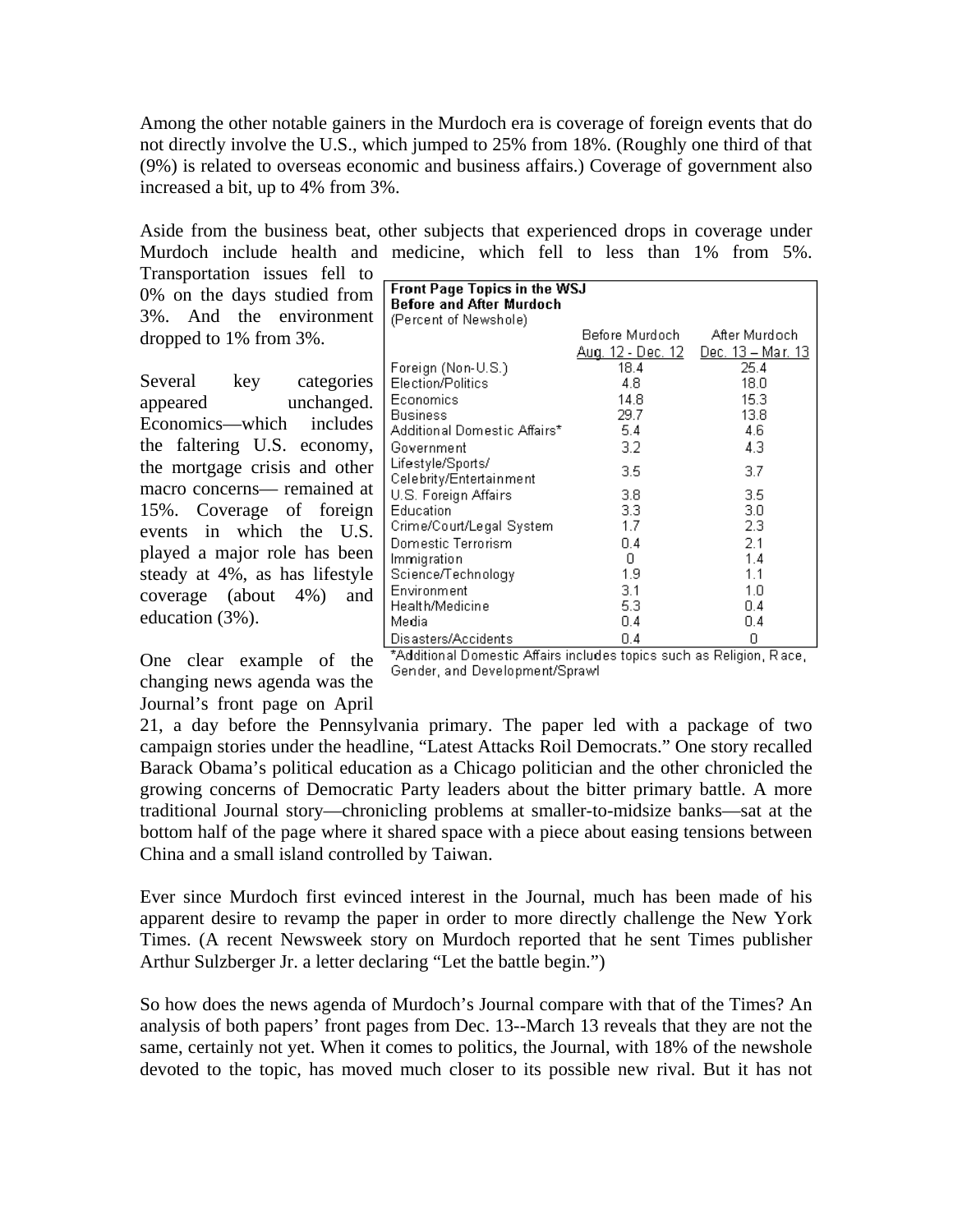Among the other notable gainers in the Murdoch era is coverage of foreign events that do not directly involve the U.S., which jumped to 25% from 18%. (Roughly one third of that (9%) is related to overseas economic and business affairs.) Coverage of government also increased a bit, up to 4% from 3%.

Aside from the business beat, other subjects that experienced drops in coverage under Murdoch include health and medicine, which fell to less than 1% from 5%. Transportation issues fell to 0% on the days studied from 3%. And the environment dropped to 1% from 3%.

Several key categories appeared unchanged. Economics—which includes the faltering U.S. economy, the mortgage crisis and other macro concerns— remained at 15%. Coverage of foreign events in which the U.S. played a major role has been steady at 4%, as has lifestyle coverage (about 4%) and education (3%).

**Front Page Topics in the WSJ Before and After Murdoch**
(Percent of Newshole)

| | Before Murdoch Aug. 12 - Dec. 12 | After Murdoch Dec. 13 – Mar. 13 |
|---|---|---|
| Foreign (Non-U.S.) | 18.4 | 25.4 |
| Election/Politics | 4.8 | 18.0 |
| Economics | 14.8 | 15.3 |
| Business | 29.7 | 13.8 |
| Additional Domestic Affairs* | 5.4 | 4.6 |
| Government | 3.2 | 4.3 |
| Lifestyle/Sports/ Celebrity/Entertainment | 3.5 | 3.7 |
| U.S. Foreign Affairs | 3.8 | 3.5 |
| Education | 3.3 | 3.0 |
| Crime/Court/Legal System | 1.7 | 2.3 |
| Domestic Terrorism | 0.4 | 2.1 |
| Immigration | 0 | 1.4 |
| Science/Technology | 1.9 | 1.1 |
| Environment | 3.1 | 1.0 |
| Health/Medicine | 5.3 | 0.4 |
| Media | 0.4 | 0.4 |
| Disasters/Accidents | 0.4 | 0 |

*Additional Domestic Affairs includes topics such as Religion, Race, Gender, and Development/Sprawl

One clear example of the changing news agenda was the Journal's front page on April 21, a day before the Pennsylvania primary. The paper led with a package of two campaign stories under the headline, "Latest Attacks Roil Democrats." One story recalled Barack Obama's political education as a Chicago politician and the other chronicled the growing concerns of Democratic Party leaders about the bitter primary battle. A more traditional Journal story—chronicling problems at smaller-to-midsize banks—sat at the bottom half of the page where it shared space with a piece about easing tensions between China and a small island controlled by Taiwan.

Ever since Murdoch first evinced interest in the Journal, much has been made of his apparent desire to revamp the paper in order to more directly challenge the New York Times. (A recent Newsweek story on Murdoch reported that he sent Times publisher Arthur Sulzberger Jr. a letter declaring "Let the battle begin.")

So how does the news agenda of Murdoch's Journal compare with that of the Times? An analysis of both papers' front pages from Dec. 13--March 13 reveals that they are not the same, certainly not yet. When it comes to politics, the Journal, with 18% of the newshole devoted to the topic, has moved much closer to its possible new rival. But it has not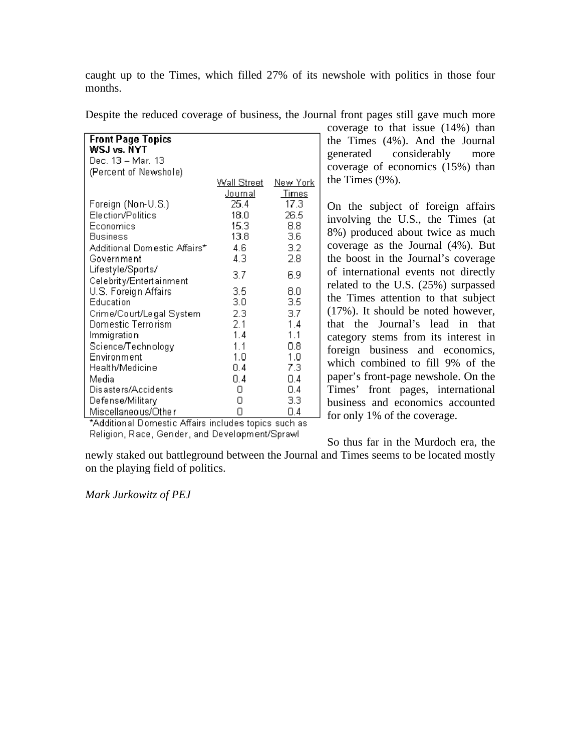caught up to the Times, which filled 27% of its newshole with politics in those four months.

Despite the reduced coverage of business, the Journal front pages still gave much more coverage to that issue (14%) than the Times (4%). And the Journal generated considerably more coverage of economics (15%) than the Times (9%).

**Front Page Topics**
**WSJ vs. NYT**
Dec. 13 – Mar. 13
(Percent of Newshole)

| | Wall Street Journal | New York Times |
|---|---|---|
| Foreign (Non-U.S.) | 25.4 | 17.3 |
| Election/Politics | 18.0 | 26.5 |
| Economics | 15.3 | 8.8 |
| Business | 13.8 | 3.6 |
| Additional Domestic Affairs* | 4.6 | 3.2 |
| Government | 4.3 | 2.8 |
| Lifestyle/Sports/ Celebrity/Entertainment | 3.7 | 6.9 |
| U.S. Foreign Affairs | 3.5 | 8.0 |
| Education | 3.0 | 3.5 |
| Crime/Court/Legal System | 2.3 | 3.7 |
| Domestic Terrorism | 2.1 | 1.4 |
| Immigration | 1.4 | 1.1 |
| Science/Technology | 1.1 | 0.8 |
| Environment | 1.0 | 1.0 |
| Health/Medicine | 0.4 | 7.3 |
| Media | 0.4 | 0.4 |
| Disasters/Accidents | 0 | 0.4 |
| Defense/Military | 0 | 3.3 |
| Miscellaneous/Other | 0 | 0.4 |

*Additional Domestic Affairs includes topics such as Religion, Race, Gender, and Development/Sprawl

On the subject of foreign affairs involving the U.S., the Times (at 8%) produced about twice as much coverage as the Journal (4%). But the boost in the Journal's coverage of international events not directly related to the U.S. (25%) surpassed the Times attention to that subject (17%). It should be noted however, that the Journal's lead in that category stems from its interest in foreign business and economics, which combined to fill 9% of the paper's front-page newshole. On the Times' front pages, international business and economics accounted for only 1% of the coverage.

So thus far in the Murdoch era, the newly staked out battleground between the Journal and Times seems to be located mostly on the playing field of politics.

*Mark Jurkowitz of PEJ*